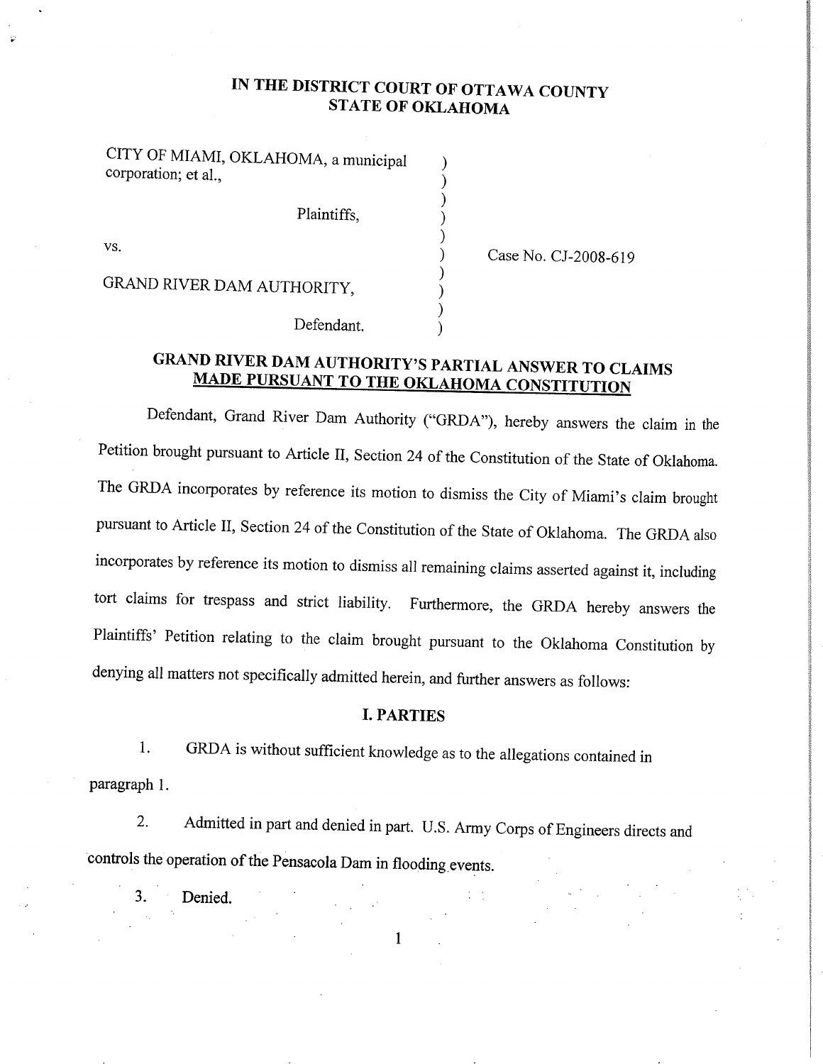# IN THE DISTRICT COURT OF OTTAWA COUNTY
# STATE OF OKLAHOMA

CITY OF MIAMI, OKLAHOMA, a municipal corporation; et al.,

Plaintiffs,

vs.

GRAND RIVER DAM AUTHORITY,

Defendant.

Case No. CJ-2008-619

## GRAND RIVER DAM AUTHORITY'S PARTIAL ANSWER TO CLAIMS MADE PURSUANT TO THE OKLAHOMA CONSTITUTION

Defendant, Grand River Dam Authority ("GRDA"), hereby answers the claim in the Petition brought pursuant to Article II, Section 24 of the Constitution of the State of Oklahoma. The GRDA incorporates by reference its motion to dismiss the City of Miami's claim brought pursuant to Article II, Section 24 of the Constitution of the State of Oklahoma. The GRDA also incorporates by reference its motion to dismiss all remaining claims asserted against it, including tort claims for trespass and strict liability. Furthermore, the GRDA hereby answers the Plaintiffs' Petition relating to the claim brought pursuant to the Oklahoma Constitution by denying all matters not specifically admitted herein, and further answers as follows:

### I. PARTIES

1. GRDA is without sufficient knowledge as to the allegations contained in paragraph 1.

2. Admitted in part and denied in part. U.S. Army Corps of Engineers directs and controls the operation of the Pensacola Dam in flooding events.

3. Denied.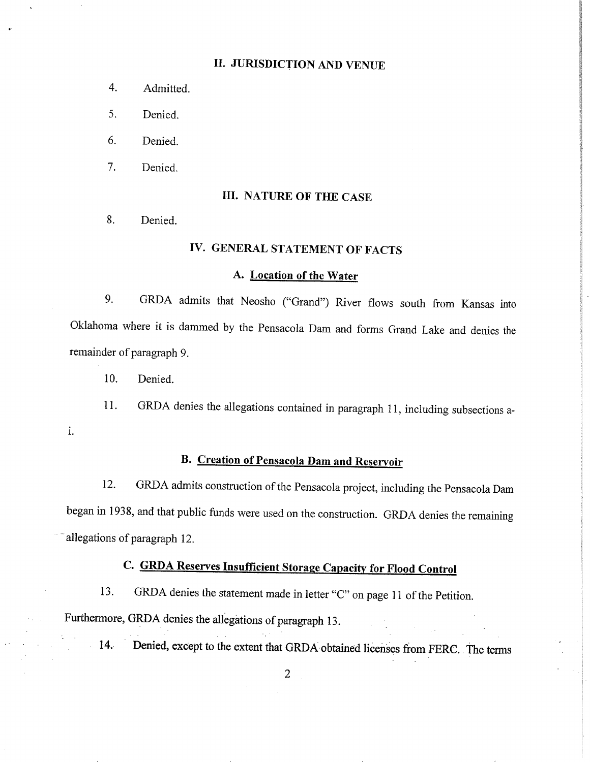## II. JURISDICTION AND VENUE

4. Admitted.

5. Denied.

6. Denied.

7. Denied.

## III. NATURE OF THE CASE

8. Denied.

## IV. GENERAL STATEMENT OF FACTS

### A. Location of the Water

9. GRDA admits that Neosho ("Grand") River flows south from Kansas into Oklahoma where it is dammed by the Pensacola Dam and forms Grand Lake and denies the remainder of paragraph 9.

10. Denied.

11. GRDA denies the allegations contained in paragraph 11, including subsections a-i.

### B. Creation of Pensacola Dam and Reservoir

12. GRDA admits construction of the Pensacola project, including the Pensacola Dam began in 1938, and that public funds were used on the construction. GRDA denies the remaining allegations of paragraph 12.

### C. GRDA Reserves Insufficient Storage Capacity for Flood Control

13. GRDA denies the statement made in letter "C" on page 11 of the Petition. Furthermore, GRDA denies the allegations of paragraph 13.

14. Denied, except to the extent that GRDA obtained licenses from FERC. The terms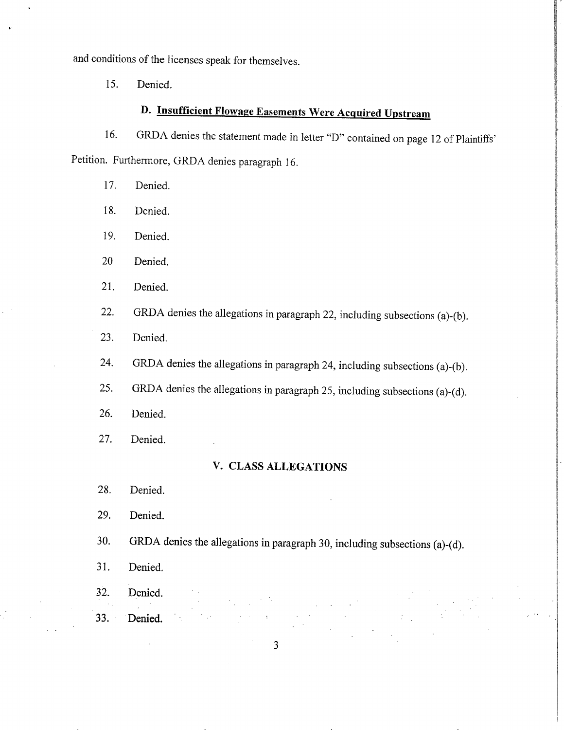and conditions of the licenses speak for themselves.

15. Denied.

## D. Insufficient Flowage Easements Were Acquired Upstream

16. GRDA denies the statement made in letter "D" contained on page 12 of Plaintiffs' Petition. Furthermore, GRDA denies paragraph 16.

17. Denied.

18. Denied.

19. Denied.

20 Denied.

21. Denied.

22. GRDA denies the allegations in paragraph 22, including subsections (a)-(b).

23. Denied.

24. GRDA denies the allegations in paragraph 24, including subsections (a)-(b).

25. GRDA denies the allegations in paragraph 25, including subsections (a)-(d).

26. Denied.

27. Denied.

## V. CLASS ALLEGATIONS

28. Denied.

29. Denied.

30. GRDA denies the allegations in paragraph 30, including subsections (a)-(d).

31. Denied.

32. Denied.

33. Denied.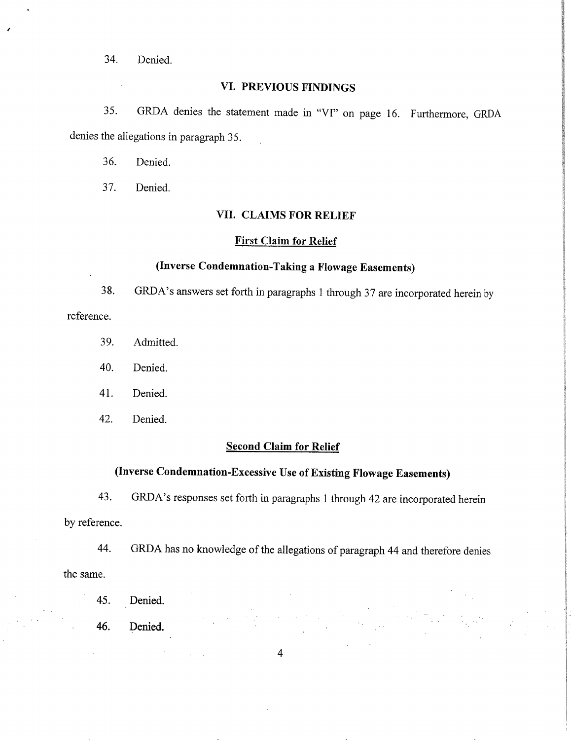34. Denied.

## VI. PREVIOUS FINDINGS

35. GRDA denies the statement made in "VI" on page 16. Furthermore, GRDA denies the allegations in paragraph 35.

36. Denied.

37. Denied.

## VII. CLAIMS FOR RELIEF

### First Claim for Relief

### (Inverse Condemnation-Taking a Flowage Easements)

38. GRDA's answers set forth in paragraphs 1 through 37 are incorporated herein by reference.

39. Admitted.

40. Denied.

41. Denied.

42. Denied.

### Second Claim for Relief

### (Inverse Condemnation-Excessive Use of Existing Flowage Easements)

43. GRDA's responses set forth in paragraphs 1 through 42 are incorporated herein by reference.

44. GRDA has no knowledge of the allegations of paragraph 44 and therefore denies the same.

45. Denied.

46. Denied.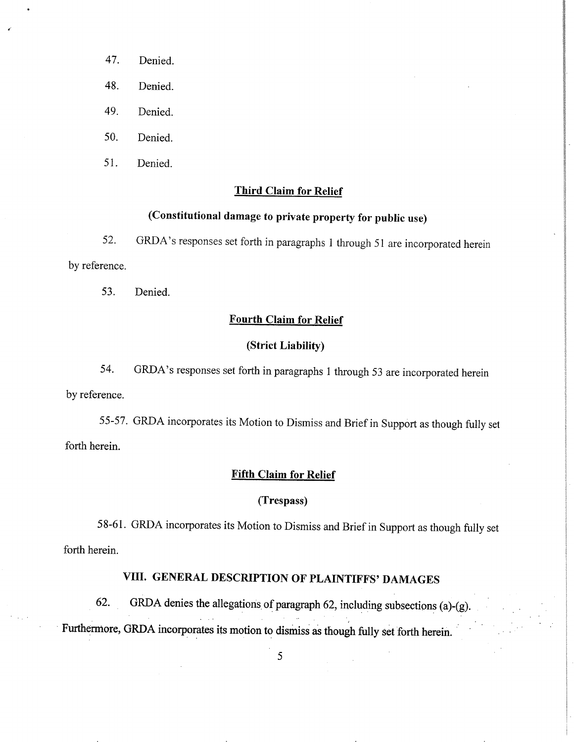47. Denied.

48. Denied.

49. Denied.

50. Denied.

51. Denied.

## Third Claim for Relief

### (Constitutional damage to private property for public use)

52. GRDA's responses set forth in paragraphs 1 through 51 are incorporated herein by reference.

53. Denied.

## Fourth Claim for Relief

### (Strict Liability)

54. GRDA's responses set forth in paragraphs 1 through 53 are incorporated herein by reference.

55-57. GRDA incorporates its Motion to Dismiss and Brief in Support as though fully set forth herein.

## Fifth Claim for Relief

### (Trespass)

58-61. GRDA incorporates its Motion to Dismiss and Brief in Support as though fully set forth herein.

## VIII. GENERAL DESCRIPTION OF PLAINTIFFS' DAMAGES

62. GRDA denies the allegations of paragraph 62, including subsections (a)-(g). Furthermore, GRDA incorporates its motion to dismiss as though fully set forth herein.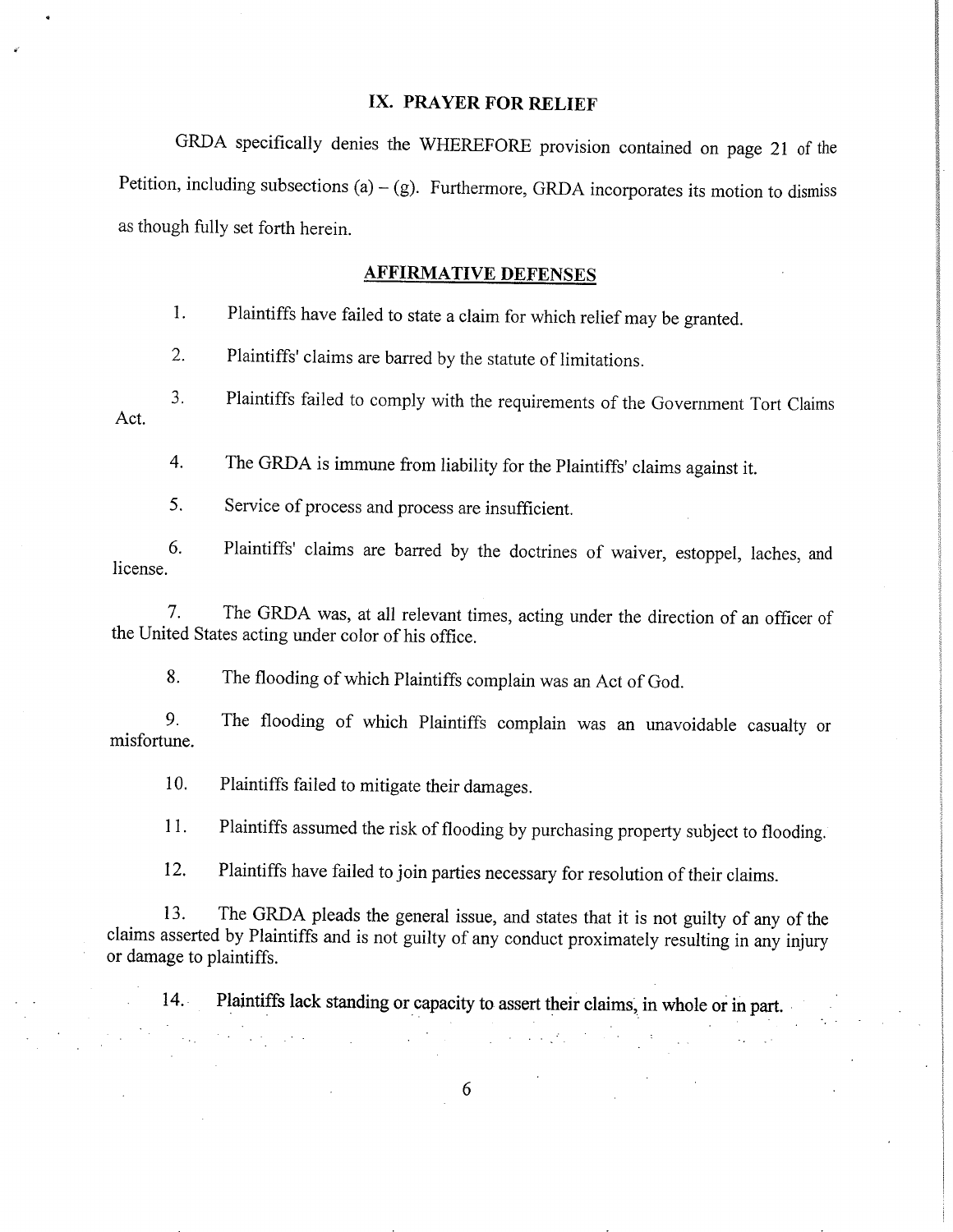## IX. PRAYER FOR RELIEF

GRDA specifically denies the WHEREFORE provision contained on page 21 of the Petition, including subsections (a) – (g). Furthermore, GRDA incorporates its motion to dismiss as though fully set forth herein.

## AFFIRMATIVE DEFENSES

1. Plaintiffs have failed to state a claim for which relief may be granted.

2. Plaintiffs' claims are barred by the statute of limitations.

3. Plaintiffs failed to comply with the requirements of the Government Tort Claims Act.

4. The GRDA is immune from liability for the Plaintiffs' claims against it.

5. Service of process and process are insufficient.

6. Plaintiffs' claims are barred by the doctrines of waiver, estoppel, laches, and license.

7. The GRDA was, at all relevant times, acting under the direction of an officer of the United States acting under color of his office.

8. The flooding of which Plaintiffs complain was an Act of God.

9. The flooding of which Plaintiffs complain was an unavoidable casualty or misfortune.

10. Plaintiffs failed to mitigate their damages.

11. Plaintiffs assumed the risk of flooding by purchasing property subject to flooding.

12. Plaintiffs have failed to join parties necessary for resolution of their claims.

13. The GRDA pleads the general issue, and states that it is not guilty of any of the claims asserted by Plaintiffs and is not guilty of any conduct proximately resulting in any injury or damage to plaintiffs.

14. Plaintiffs lack standing or capacity to assert their claims, in whole or in part.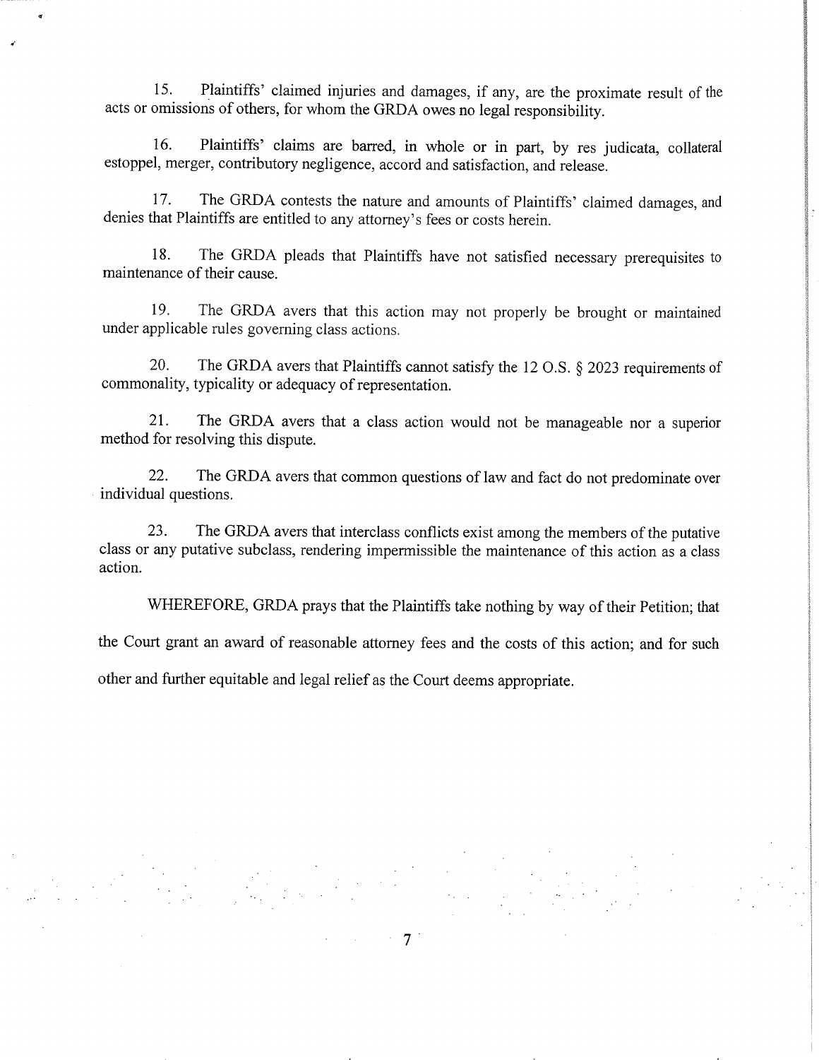15. Plaintiffs' claimed injuries and damages, if any, are the proximate result of the acts or omissions of others, for whom the GRDA owes no legal responsibility.

16. Plaintiffs' claims are barred, in whole or in part, by res judicata, collateral estoppel, merger, contributory negligence, accord and satisfaction, and release.

17. The GRDA contests the nature and amounts of Plaintiffs' claimed damages, and denies that Plaintiffs are entitled to any attorney's fees or costs herein.

18. The GRDA pleads that Plaintiffs have not satisfied necessary prerequisites to maintenance of their cause.

19. The GRDA avers that this action may not properly be brought or maintained under applicable rules governing class actions.

20. The GRDA avers that Plaintiffs cannot satisfy the 12 O.S. § 2023 requirements of commonality, typicality or adequacy of representation.

21. The GRDA avers that a class action would not be manageable nor a superior method for resolving this dispute.

22. The GRDA avers that common questions of law and fact do not predominate over individual questions.

23. The GRDA avers that interclass conflicts exist among the members of the putative class or any putative subclass, rendering impermissible the maintenance of this action as a class action.

WHEREFORE, GRDA prays that the Plaintiffs take nothing by way of their Petition; that the Court grant an award of reasonable attorney fees and the costs of this action; and for such other and further equitable and legal relief as the Court deems appropriate.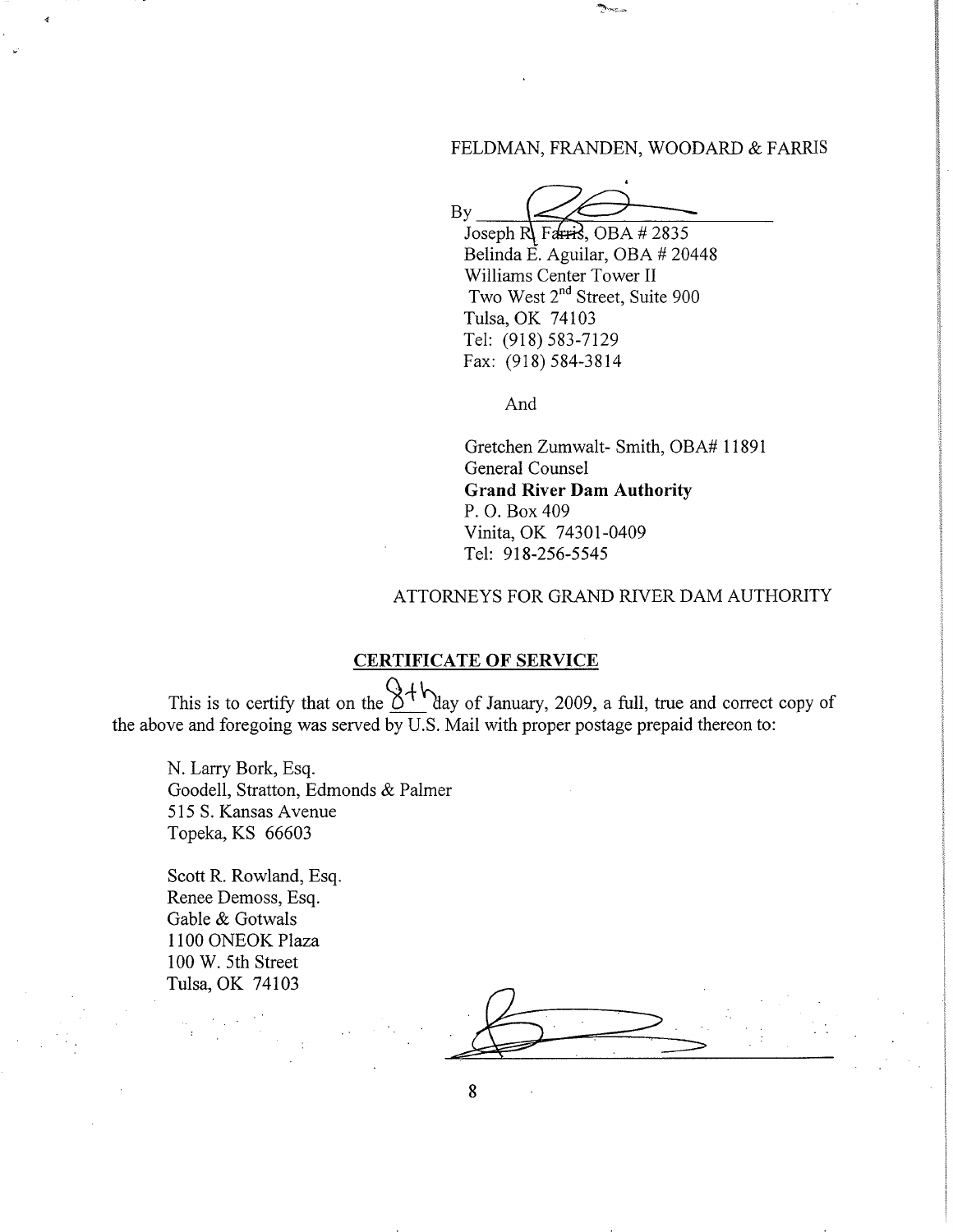FELDMAN, FRANDEN, WOODARD & FARRIS

By \_\_\_\_\_\_\_\_\_\_\_\_\_\_\_\_\_\_\_\_\_\_\_\_\_\_\_\_\_\_

Joseph R. Farris, OBA # 2835
Belinda E. Aguilar, OBA # 20448
Williams Center Tower II
Two West 2nd Street, Suite 900
Tulsa, OK 74103
Tel: (918) 583-7129
Fax: (918) 584-3814

And

Gretchen Zumwalt- Smith, OBA# 11891
General Counsel
**Grand River Dam Authority**
P. O. Box 409
Vinita, OK 74301-0409
Tel: 918-256-5545

ATTORNEYS FOR GRAND RIVER DAM AUTHORITY

## CERTIFICATE OF SERVICE

This is to certify that on the 8th day of January, 2009, a full, true and correct copy of the above and foregoing was served by U.S. Mail with proper postage prepaid thereon to:

N. Larry Bork, Esq.
Goodell, Stratton, Edmonds & Palmer
515 S. Kansas Avenue
Topeka, KS 66603

Scott R. Rowland, Esq.
Renee Demoss, Esq.
Gable & Gotwals
1100 ONEOK Plaza
100 W. 5th Street
Tulsa, OK 74103

\_\_\_\_\_\_\_\_\_\_\_\_\_\_\_\_\_\_\_\_\_\_\_\_\_\_\_\_\_\_